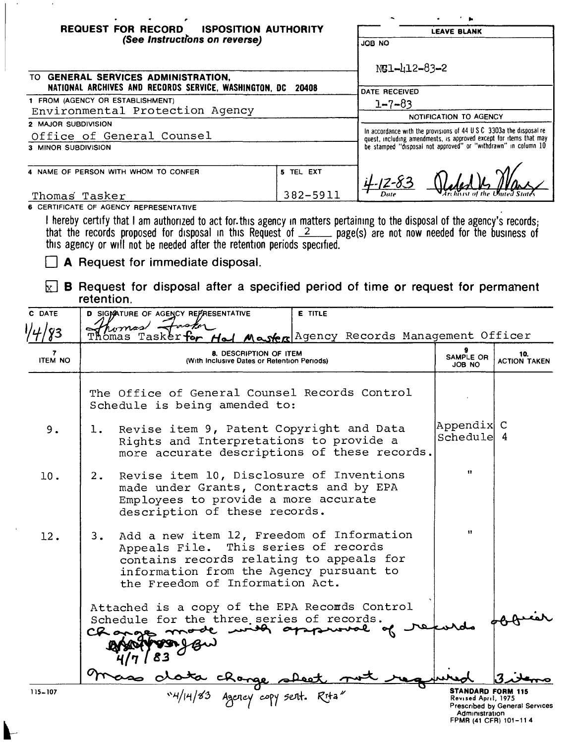# REQUEST FOR RECORD ISPOSITION AUTHORITY

*(See Instructions on reverse)*

| LEAVE BLANK |
|---|
| JOB NO: NC1-412-83-2 |
| DATE RECEIVED: 1-7-83 |
| NOTIFICATION TO AGENCY |
| In accordance with the provisions of 44 USC 3303a the disposal request, including amendments, is approved except for items that may be stamped "disposal not approved" or "withdrawn" in column 10 |
| 4-12-83 Date — Archivist of the United States |

TO **GENERAL SERVICES ADMINISTRATION, NATIONAL ARCHIVES AND RECORDS SERVICE, WASHINGTON, DC 20408**

1 FROM (AGENCY OR ESTABLISHMENT)
Environmental Protection Agency

2 MAJOR SUBDIVISION
Office of General Counsel

3 MINOR SUBDIVISION

4 NAME OF PERSON WITH WHOM TO CONFER: Thomas Tasker

5 TEL EXT: 382-5911

6 CERTIFICATE OF AGENCY REPRESENTATIVE

I hereby certify that I am authorized to act for this agency in matters pertaining to the disposal of the agency's records; that the records proposed for disposal in this Request of 2 page(s) are not now needed for the business of this agency or will not be needed after the retention periods specified.

☐ **A** Request for immediate disposal.

☒ **B** Request for disposal after a specified period of time or request for permanent retention.

| C DATE | D SIGNATURE OF AGENCY REPRESENTATIVE | E TITLE |
|---|---|---|
| 1/4/83 | Thomas Tasker for Hal Masters | Agency Records Management Officer |

| 7. ITEM NO | 8. DESCRIPTION OF ITEM (With Inclusive Dates or Retention Periods) | 9. SAMPLE OR JOB NO | 10. ACTION TAKEN |
|---|---|---|---|
| | The Office of General Counsel Records Control Schedule is being amended to: | | |
| 9. | 1. Revise item 9, Patent Copyright and Data Rights and Interpretations to provide a more accurate descriptions of these records. | Appendix Schedule | C 4 |
| 10. | 2. Revise item 10, Disclosure of Inventions made under Grants, Contracts and by EPA Employees to provide a more accurate description of these records. | " | |
| 12. | 3. Add a new item 12, Freedom of Information Appeals File. This series of records contains records relating to appeals for information from the Agency pursuant to the Freedom of Information Act. | " | |
| | Attached is a copy of the EPA Records Control Schedule for the three series of records. Change made with approval of records officer JBW 4/7/83 | | |
| | Mass data change sheet not required | | 3 items |

"4/14/83 Agency copy sent. Rita"

115-107

**STANDARD FORM 115**
Revised April, 1975
Prescribed by General Services Administration
FPMR (41 CFR) 101-11 4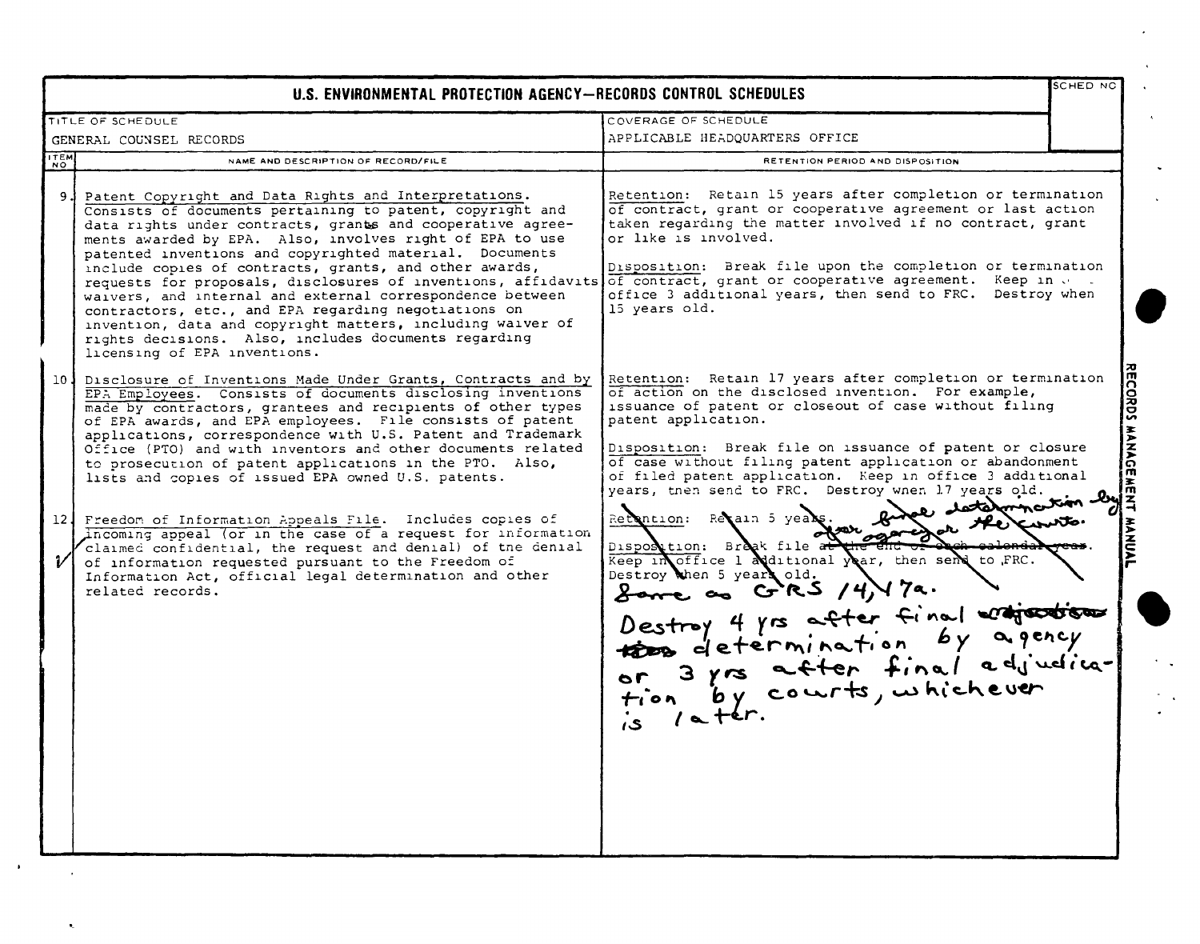## U.S. ENVIRONMENTAL PROTECTION AGENCY—RECORDS CONTROL SCHEDULES

| TITLE OF SCHEDULE | COVERAGE OF SCHEDULE | SCHED NO |
| --- | --- | --- |
| GENERAL COUNSEL RECORDS | APPLICABLE HEADQUARTERS OFFICE | |

| ITEM NO | NAME AND DESCRIPTION OF RECORD/FILE | RETENTION PERIOD AND DISPOSITION |
| --- | --- | --- |
| 9. | Patent Copyright and Data Rights and Interpretations. Consists of documents pertaining to patent, copyright and data rights under contracts, grants and cooperative agreements awarded by EPA. Also, involves right of EPA to use patented inventions and copyrighted material. Documents include copies of contracts, grants, and other awards, requests for proposals, disclosures of inventions, affidavits waivers, and internal and external correspondence between contractors, etc., and EPA regarding negotiations on invention, data and copyright matters, including waiver of rights decisions. Also, includes documents regarding licensing of EPA inventions. | Retention: Retain 15 years after completion or termination of contract, grant or cooperative agreement or last action taken regarding the matter involved if no contract, grant or like is involved.<br><br>Disposition: Break file upon the completion or termination of contract, grant or cooperative agreement. Keep in office 3 additional years, then send to FRC. Destroy when 15 years old. |
| 10. | Disclosure of Inventions Made Under Grants, Contracts and by EPA Employees. Consists of documents disclosing inventions made by contractors, grantees and recipients of other types of EPA awards, and EPA employees. File consists of patent applications, correspondence with U.S. Patent and Trademark Office (PTO) and with inventors and other documents related to prosecution of patent applications in the PTO. Also, lists and copies of issued EPA owned U.S. patents. | Retention: Retain 17 years after completion or termination of action on the disclosed invention. For example, issuance of patent or closeout of case without filing patent application.<br><br>Disposition: Break file on issuance of patent or closure of case without filing patent application or abandonment of filed patent application. Keep in office 3 additional years, then send to FRC. Destroy when 17 years old. |
| 12. ✓ | Freedom of Information Appeals File. Includes copies of incoming appeal (or in the case of a request for information claimed confidential, the request and denial) of the denial of information requested pursuant to the Freedom of Information Act, official legal determination and other related records. | ~~Retention: Retain 5 years.~~ after final determination by agency or the courts.<br><br>~~Disposition: Break file at the end of each calendar year. Keep in office 1 additional year, then send to FRC. Destroy when 5 years old.~~<br><br>Same as GRS 14, 17a.<br><br>Destroy 4 yrs after final ~~adjudication~~ determination by agency or 3 yrs after final adjudication by courts, whichever is later. |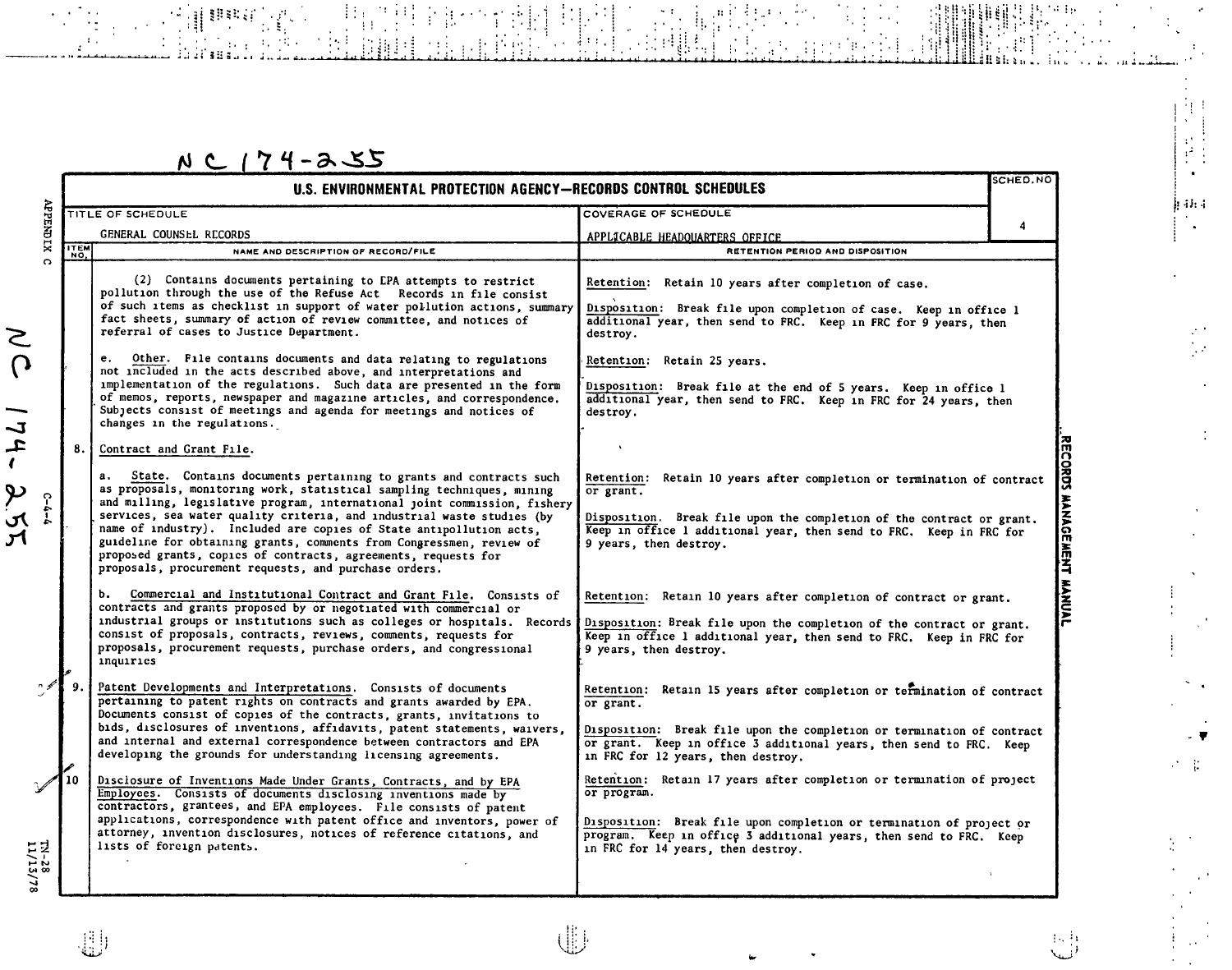NC 174-255

| U.S. ENVIRONMENTAL PROTECTION AGENCY—RECORDS CONTROL SCHEDULES | | SCHED. NO |
|---|---|---|
| TITLE OF SCHEDULE: GENERAL COUNSEL RECORDS | COVERAGE OF SCHEDULE: APPLICABLE HEADQUARTERS OFFICE | 4 |

| ITEM NO. | NAME AND DESCRIPTION OF RECORD/FILE | RETENTION PERIOD AND DISPOSITION |
|---|---|---|
| | (2) Contains documents pertaining to EPA attempts to restrict pollution through the use of the Refuse Act. Records in file consist of such items as checklist in support of water pollution actions, summary fact sheets, summary of action of review committee, and notices of referral of cases to Justice Department. | Retention: Retain 10 years after completion of case.<br><br>Disposition: Break file upon completion of case. Keep in office 1 additional year, then send to FRC. Keep in FRC for 9 years, then destroy. |
| | e. Other. File contains documents and data relating to regulations not included in the acts described above, and interpretations and implementation of the regulations. Such data are presented in the form of memos, reports, newspaper and magazine articles, and correspondence. Subjects consist of meetings and agenda for meetings and notices of changes in the regulations. | Retention: Retain 25 years.<br><br>Disposition: Break file at the end of 5 years. Keep in office 1 additional year, then send to FRC. Keep in FRC for 24 years, then destroy. |
| 8. | Contract and Grant File. | |
| | a. State. Contains documents pertaining to grants and contracts such as proposals, monitoring work, statistical sampling techniques, mining and milling, legislative program, international joint commission, fishery services, sea water quality criteria, and industrial waste studies (by name of industry). Included are copies of State antipollution acts, guideline for obtaining grants, comments from Congressmen, review of proposed grants, copies of contracts, agreements, requests for proposals, procurement requests, and purchase orders. | Retention: Retain 10 years after completion or termination of contract or grant.<br><br>Disposition. Break file upon the completion of the contract or grant. Keep in office 1 additional year, then send to FRC. Keep in FRC for 9 years, then destroy. |
| | b. Commercial and Institutional Contract and Grant File. Consists of contracts and grants proposed by or negotiated with commercial or industrial groups or institutions such as colleges or hospitals. Records consist of proposals, contracts, reviews, comments, requests for proposals, procurement requests, purchase orders, and congressional inquiries | Retention: Retain 10 years after completion of contract or grant.<br><br>Disposition: Break file upon the completion of the contract or grant. Keep in office 1 additional year, then send to FRC. Keep in FRC for 9 years, then destroy. |
| 9. | Patent Developments and Interpretations. Consists of documents pertaining to patent rights on contracts and grants awarded by EPA. Documents consist of copies of the contracts, grants, invitations to bids, disclosures of inventions, affidavits, patent statements, waivers, and internal and external correspondence between contractors and EPA developing the grounds for understanding licensing agreements. | Retention: Retain 15 years after completion or termination of contract or grant.<br><br>Disposition: Break file upon the completion or termination of contract or grant. Keep in office 3 additional years, then send to FRC. Keep in FRC for 12 years, then destroy. |
| 10 | Disclosure of Inventions Made Under Grants, Contracts, and by EPA Employees. Consists of documents disclosing inventions made by contractors, grantees, and EPA employees. File consists of patent applications, correspondence with patent office and inventors, power of attorney, invention disclosures, notices of reference citations, and lists of foreign patents. | Retention: Retain 17 years after completion or termination of project or program.<br><br>Disposition: Break file upon completion or termination of project or program. Keep in office 3 additional years, then send to FRC. Keep in FRC for 14 years, then destroy. |